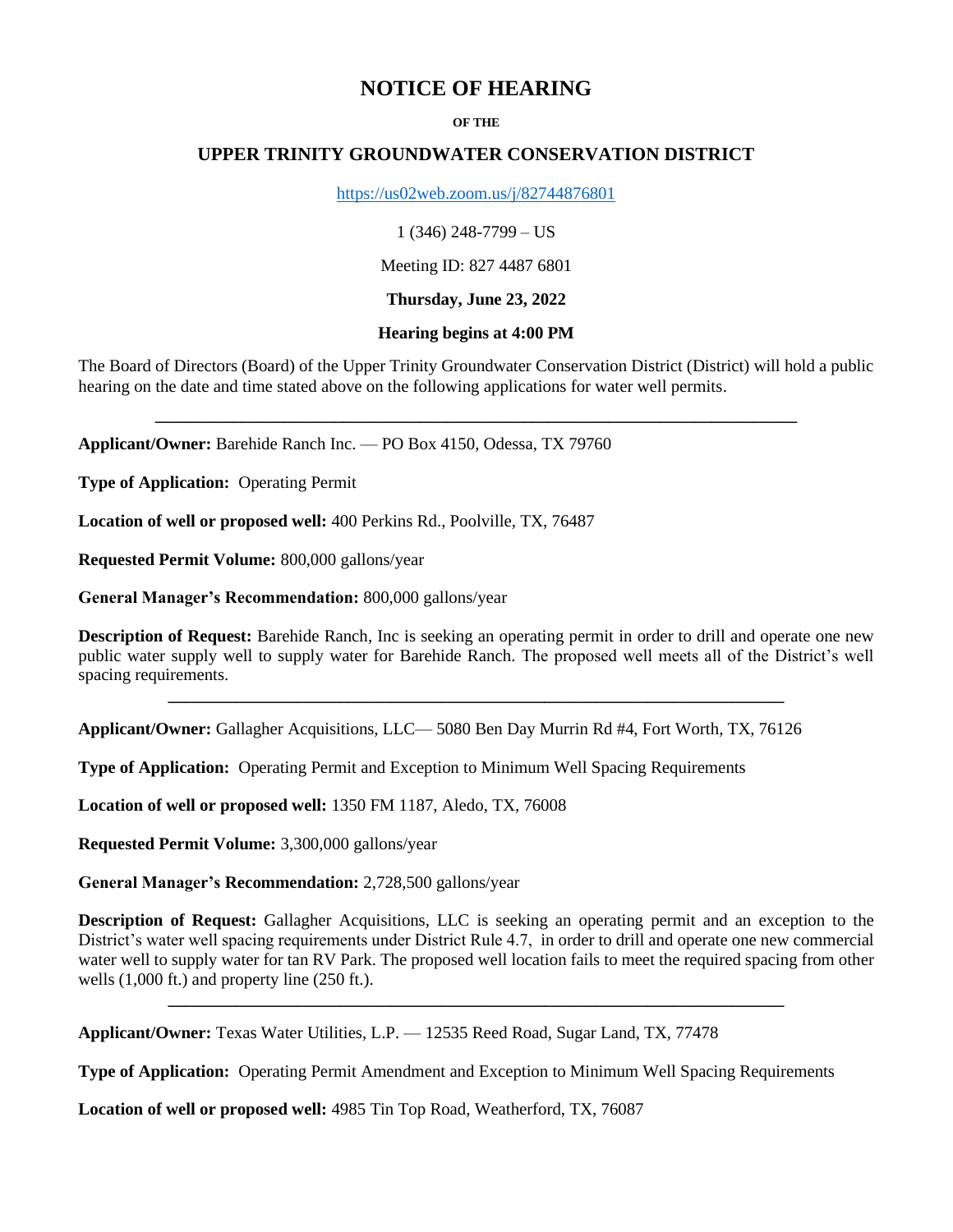# NOTICE OF HEARING

**OF THE**

## UPPER TRINITY GROUNDWATER CONSERVATION DISTRICT

https://us02web.zoom.us/j/82744876801

1 (346) 248-7799 – US

Meeting ID: 827 4487 6801

**Thursday, June 23, 2022**

**Hearing begins at 4:00 PM**

The Board of Directors (Board) of the Upper Trinity Groundwater Conservation District (District) will hold a public hearing on the date and time stated above on the following applications for water well permits.

---

**Applicant/Owner:** Barehide Ranch Inc. — PO Box 4150, Odessa, TX 79760

**Type of Application:** Operating Permit

**Location of well or proposed well:** 400 Perkins Rd., Poolville, TX, 76487

**Requested Permit Volume:** 800,000 gallons/year

**General Manager's Recommendation:** 800,000 gallons/year

**Description of Request:** Barehide Ranch, Inc is seeking an operating permit in order to drill and operate one new public water supply well to supply water for Barehide Ranch. The proposed well meets all of the District's well spacing requirements.

---

**Applicant/Owner:** Gallagher Acquisitions, LLC— 5080 Ben Day Murrin Rd #4, Fort Worth, TX, 76126

**Type of Application:** Operating Permit and Exception to Minimum Well Spacing Requirements

**Location of well or proposed well:** 1350 FM 1187, Aledo, TX, 76008

**Requested Permit Volume:** 3,300,000 gallons/year

**General Manager's Recommendation:** 2,728,500 gallons/year

**Description of Request:** Gallagher Acquisitions, LLC is seeking an operating permit and an exception to the District's water well spacing requirements under District Rule 4.7, in order to drill and operate one new commercial water well to supply water for tan RV Park. The proposed well location fails to meet the required spacing from other wells (1,000 ft.) and property line (250 ft.).

---

**Applicant/Owner:** Texas Water Utilities, L.P. — 12535 Reed Road, Sugar Land, TX, 77478

**Type of Application:** Operating Permit Amendment and Exception to Minimum Well Spacing Requirements

**Location of well or proposed well:** 4985 Tin Top Road, Weatherford, TX, 76087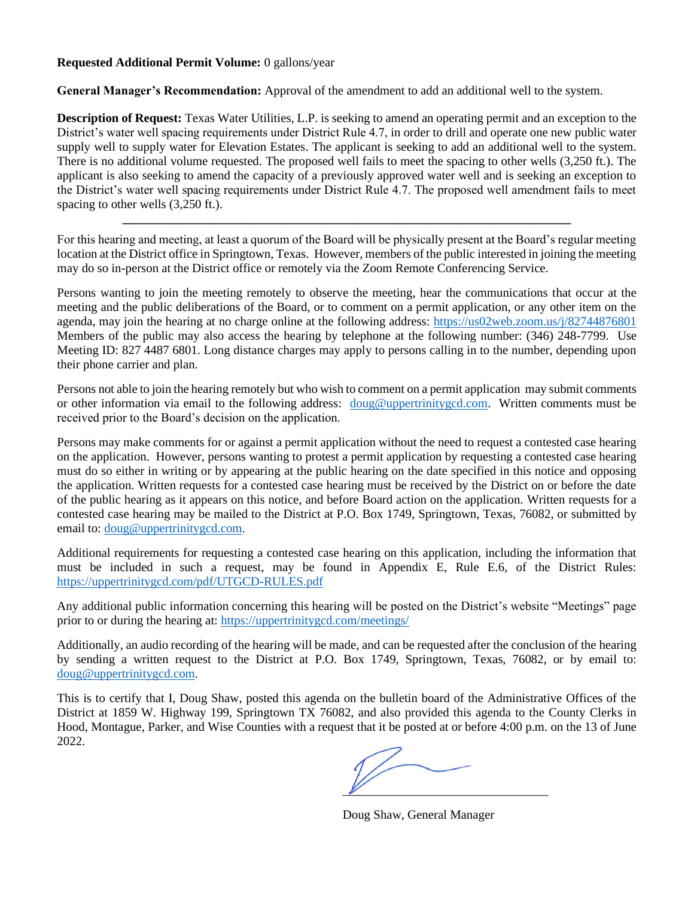**Requested Additional Permit Volume:** 0 gallons/year

**General Manager's Recommendation:** Approval of the amendment to add an additional well to the system.

**Description of Request:** Texas Water Utilities, L.P. is seeking to amend an operating permit and an exception to the District's water well spacing requirements under District Rule 4.7, in order to drill and operate one new public water supply well to supply water for Elevation Estates. The applicant is seeking to add an additional well to the system. There is no additional volume requested. The proposed well fails to meet the spacing to other wells (3,250 ft.). The applicant is also seeking to amend the capacity of a previously approved water well and is seeking an exception to the District's water well spacing requirements under District Rule 4.7. The proposed well amendment fails to meet spacing to other wells (3,250 ft.).

---

For this hearing and meeting, at least a quorum of the Board will be physically present at the Board's regular meeting location at the District office in Springtown, Texas. However, members of the public interested in joining the meeting may do so in-person at the District office or remotely via the Zoom Remote Conferencing Service.

Persons wanting to join the meeting remotely to observe the meeting, hear the communications that occur at the meeting and the public deliberations of the Board, or to comment on a permit application, or any other item on the agenda, may join the hearing at no charge online at the following address: https://us02web.zoom.us/j/82744876801 Members of the public may also access the hearing by telephone at the following number: (346) 248-7799. Use Meeting ID: 827 4487 6801. Long distance charges may apply to persons calling in to the number, depending upon their phone carrier and plan.

Persons not able to join the hearing remotely but who wish to comment on a permit application may submit comments or other information via email to the following address: doug@uppertrinitygcd.com. Written comments must be received prior to the Board's decision on the application.

Persons may make comments for or against a permit application without the need to request a contested case hearing on the application. However, persons wanting to protest a permit application by requesting a contested case hearing must do so either in writing or by appearing at the public hearing on the date specified in this notice and opposing the application. Written requests for a contested case hearing must be received by the District on or before the date of the public hearing as it appears on this notice, and before Board action on the application. Written requests for a contested case hearing may be mailed to the District at P.O. Box 1749, Springtown, Texas, 76082, or submitted by email to: doug@uppertrinitygcd.com.

Additional requirements for requesting a contested case hearing on this application, including the information that must be included in such a request, may be found in Appendix E, Rule E.6, of the District Rules: https://uppertrinitygcd.com/pdf/UTGCD-RULES.pdf

Any additional public information concerning this hearing will be posted on the District's website "Meetings" page prior to or during the hearing at: https://uppertrinitygcd.com/meetings/

Additionally, an audio recording of the hearing will be made, and can be requested after the conclusion of the hearing by sending a written request to the District at P.O. Box 1749, Springtown, Texas, 76082, or by email to: doug@uppertrinitygcd.com.

This is to certify that I, Doug Shaw, posted this agenda on the bulletin board of the Administrative Offices of the District at 1859 W. Highway 199, Springtown TX 76082, and also provided this agenda to the County Clerks in Hood, Montague, Parker, and Wise Counties with a request that it be posted at or before 4:00 p.m. on the 13 of June 2022.

Doug Shaw, General Manager